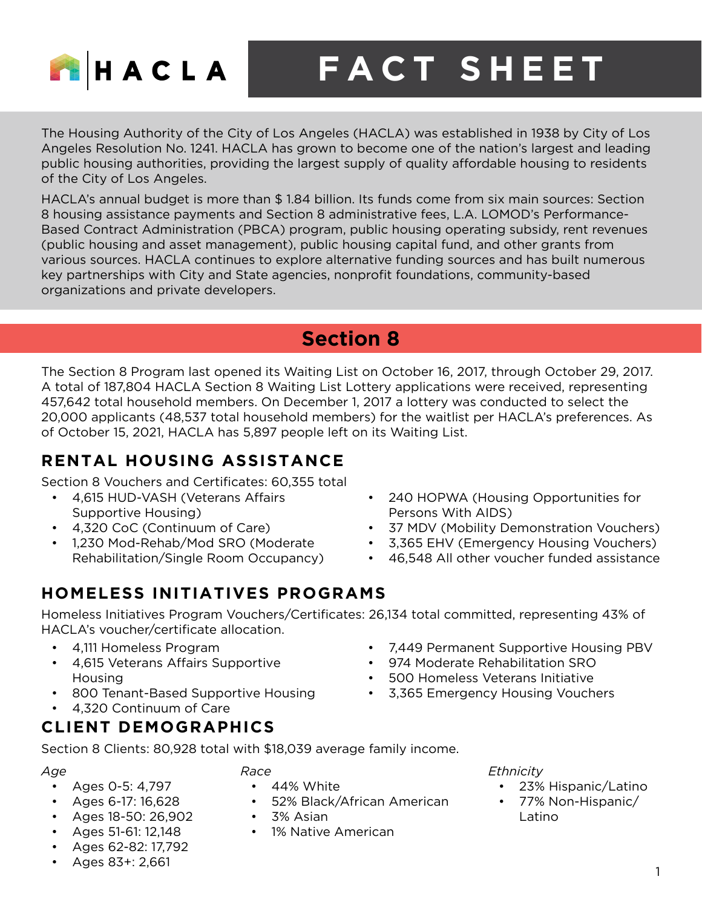# HACLA FACT SHEET

The Housing Authority of the City of Los Angeles (HACLA) was established in 1938 by City of Los Angeles Resolution No. 1241. HACLA has grown to become one of the nation's largest and leading public housing authorities, providing the largest supply of quality affordable housing to residents of the City of Los Angeles.

HACLA's annual budget is more than $ 1.84 billion. Its funds come from six main sources: Section 8 housing assistance payments and Section 8 administrative fees, L.A. LOMOD's Performance-Based Contract Administration (PBCA) program, public housing operating subsidy, rent revenues (public housing and asset management), public housing capital fund, and other grants from various sources. HACLA continues to explore alternative funding sources and has built numerous key partnerships with City and State agencies, nonprofit foundations, community-based organizations and private developers.

## Section 8

The Section 8 Program last opened its Waiting List on October 16, 2017, through October 29, 2017. A total of 187,804 HACLA Section 8 Waiting List Lottery applications were received, representing 457,642 total household members. On December 1, 2017 a lottery was conducted to select the 20,000 applicants (48,537 total household members) for the waitlist per HACLA's preferences. As of October 15, 2021, HACLA has 5,897 people left on its Waiting List.

### RENTAL HOUSING ASSISTANCE

Section 8 Vouchers and Certificates: 60,355 total

- 4,615 HUD-VASH (Veterans Affairs Supportive Housing)
- 4,320 CoC (Continuum of Care)
- 1,230 Mod-Rehab/Mod SRO (Moderate Rehabilitation/Single Room Occupancy)
- 240 HOPWA (Housing Opportunities for Persons With AIDS)
- 37 MDV (Mobility Demonstration Vouchers)
- 3,365 EHV (Emergency Housing Vouchers)
- 46,548 All other voucher funded assistance

### HOMELESS INITIATIVES PROGRAMS

Homeless Initiatives Program Vouchers/Certificates: 26,134 total committed, representing 43% of HACLA's voucher/certificate allocation.

- 4,111 Homeless Program
- 4,615 Veterans Affairs Supportive Housing
- 800 Tenant-Based Supportive Housing
- 4,320 Continuum of Care
- 7,449 Permanent Supportive Housing PBV
- 974 Moderate Rehabilitation SRO
- 500 Homeless Veterans Initiative
- 3,365 Emergency Housing Vouchers

### CLIENT DEMOGRAPHICS

Section 8 Clients: 80,928 total with $18,039 average family income.

*Age*

- Ages 0-5: 4,797
- Ages 6-17: 16,628
- Ages 18-50: 26,902
- Ages 51-61: 12,148
- Ages 62-82: 17,792
- Ages 83+: 2,661

*Race*

- 44% White
- 52% Black/African American
- 3% Asian
- 1% Native American

*Ethnicity*

- 23% Hispanic/Latino
- 77% Non-Hispanic/Latino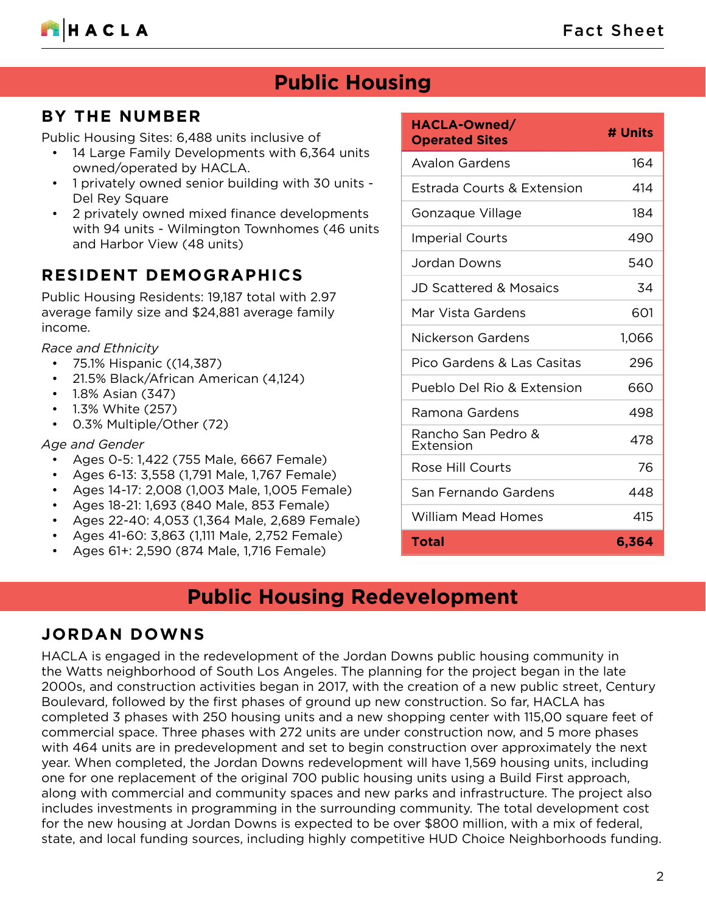# Public Housing

## BY THE NUMBER

Public Housing Sites: 6,488 units inclusive of

- 14 Large Family Developments with 6,364 units owned/operated by HACLA.
- 1 privately owned senior building with 30 units - Del Rey Square
- 2 privately owned mixed finance developments with 94 units - Wilmington Townhomes (46 units and Harbor View (48 units)

## RESIDENT DEMOGRAPHICS

Public Housing Residents: 19,187 total with 2.97 average family size and $24,881 average family income.

*Race and Ethnicity*

- 75.1% Hispanic ((14,387)
- 21.5% Black/African American (4,124)
- 1.8% Asian (347)
- 1.3% White (257)
- 0.3% Multiple/Other (72)

*Age and Gender*

- Ages 0-5: 1,422 (755 Male, 6667 Female)
- Ages 6-13: 3,558 (1,791 Male, 1,767 Female)
- Ages 14-17: 2,008 (1,003 Male, 1,005 Female)
- Ages 18-21: 1,693 (840 Male, 853 Female)
- Ages 22-40: 4,053 (1,364 Male, 2,689 Female)
- Ages 41-60: 3,863 (1,111 Male, 2,752 Female)
- Ages 61+: 2,590 (874 Male, 1,716 Female)

| HACLA-Owned/ Operated Sites | # Units |
|---|---|
| Avalon Gardens | 164 |
| Estrada Courts & Extension | 414 |
| Gonzaque Village | 184 |
| Imperial Courts | 490 |
| Jordan Downs | 540 |
| JD Scattered & Mosaics | 34 |
| Mar Vista Gardens | 601 |
| Nickerson Gardens | 1,066 |
| Pico Gardens & Las Casitas | 296 |
| Pueblo Del Rio & Extension | 660 |
| Ramona Gardens | 498 |
| Rancho San Pedro & Extension | 478 |
| Rose Hill Courts | 76 |
| San Fernando Gardens | 448 |
| William Mead Homes | 415 |
| **Total** | **6,364** |

# Public Housing Redevelopment

## JORDAN DOWNS

HACLA is engaged in the redevelopment of the Jordan Downs public housing community in the Watts neighborhood of South Los Angeles. The planning for the project began in the late 2000s, and construction activities began in 2017, with the creation of a new public street, Century Boulevard, followed by the first phases of ground up new construction. So far, HACLA has completed 3 phases with 250 housing units and a new shopping center with 115,00 square feet of commercial space. Three phases with 272 units are under construction now, and 5 more phases with 464 units are in predevelopment and set to begin construction over approximately the next year. When completed, the Jordan Downs redevelopment will have 1,569 housing units, including one for one replacement of the original 700 public housing units using a Build First approach, along with commercial and community spaces and new parks and infrastructure. The project also includes investments in programming in the surrounding community. The total development cost for the new housing at Jordan Downs is expected to be over $800 million, with a mix of federal, state, and local funding sources, including highly competitive HUD Choice Neighborhoods funding.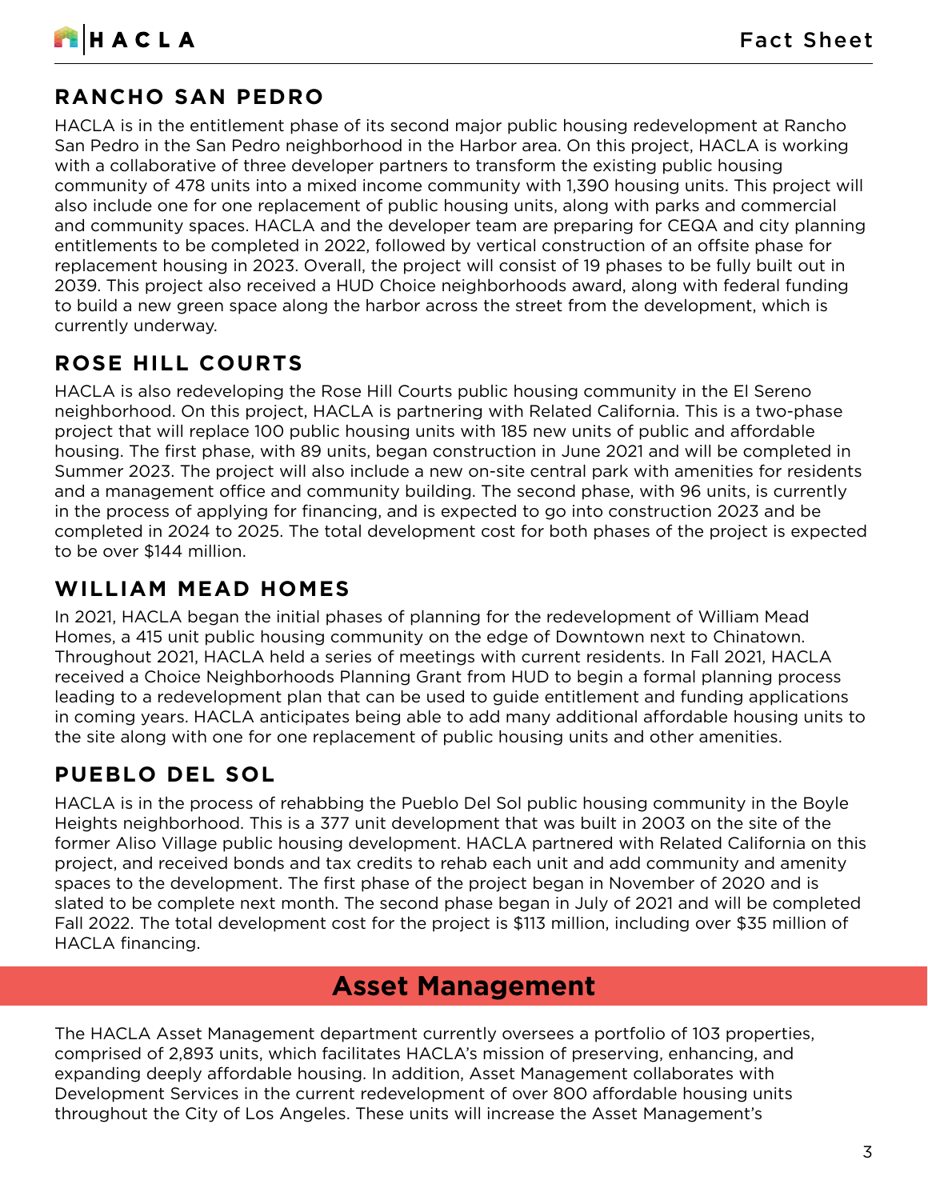## RANCHO SAN PEDRO

HACLA is in the entitlement phase of its second major public housing redevelopment at Rancho San Pedro in the San Pedro neighborhood in the Harbor area. On this project, HACLA is working with a collaborative of three developer partners to transform the existing public housing community of 478 units into a mixed income community with 1,390 housing units. This project will also include one for one replacement of public housing units, along with parks and commercial and community spaces. HACLA and the developer team are preparing for CEQA and city planning entitlements to be completed in 2022, followed by vertical construction of an offsite phase for replacement housing in 2023. Overall, the project will consist of 19 phases to be fully built out in 2039. This project also received a HUD Choice neighborhoods award, along with federal funding to build a new green space along the harbor across the street from the development, which is currently underway.

## ROSE HILL COURTS

HACLA is also redeveloping the Rose Hill Courts public housing community in the El Sereno neighborhood. On this project, HACLA is partnering with Related California. This is a two-phase project that will replace 100 public housing units with 185 new units of public and affordable housing. The first phase, with 89 units, began construction in June 2021 and will be completed in Summer 2023. The project will also include a new on-site central park with amenities for residents and a management office and community building. The second phase, with 96 units, is currently in the process of applying for financing, and is expected to go into construction 2023 and be completed in 2024 to 2025. The total development cost for both phases of the project is expected to be over $144 million.

## WILLIAM MEAD HOMES

In 2021, HACLA began the initial phases of planning for the redevelopment of William Mead Homes, a 415 unit public housing community on the edge of Downtown next to Chinatown. Throughout 2021, HACLA held a series of meetings with current residents. In Fall 2021, HACLA received a Choice Neighborhoods Planning Grant from HUD to begin a formal planning process leading to a redevelopment plan that can be used to guide entitlement and funding applications in coming years. HACLA anticipates being able to add many additional affordable housing units to the site along with one for one replacement of public housing units and other amenities.

## PUEBLO DEL SOL

HACLA is in the process of rehabbing the Pueblo Del Sol public housing community in the Boyle Heights neighborhood. This is a 377 unit development that was built in 2003 on the site of the former Aliso Village public housing development. HACLA partnered with Related California on this project, and received bonds and tax credits to rehab each unit and add community and amenity spaces to the development. The first phase of the project began in November of 2020 and is slated to be complete next month. The second phase began in July of 2021 and will be completed Fall 2022. The total development cost for the project is $113 million, including over $35 million of HACLA financing.

# Asset Management

The HACLA Asset Management department currently oversees a portfolio of 103 properties, comprised of 2,893 units, which facilitates HACLA's mission of preserving, enhancing, and expanding deeply affordable housing. In addition, Asset Management collaborates with Development Services in the current redevelopment of over 800 affordable housing units throughout the City of Los Angeles. These units will increase the Asset Management's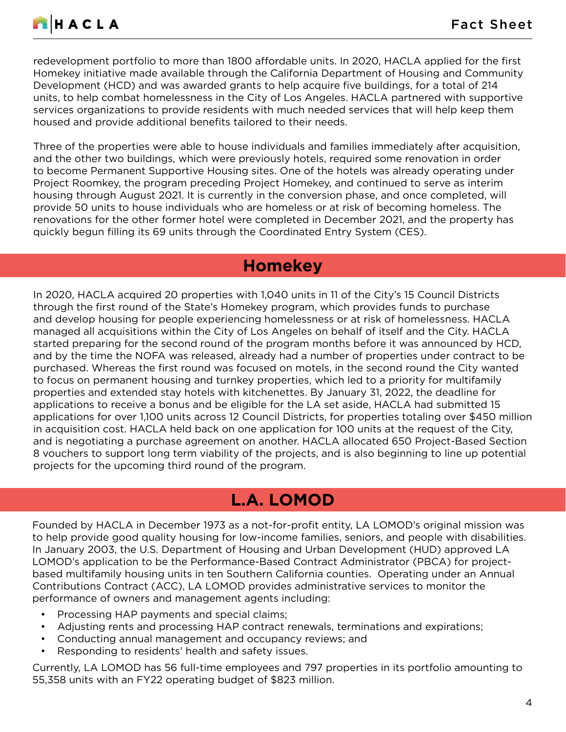redevelopment portfolio to more than 1800 affordable units. In 2020, HACLA applied for the first Homekey initiative made available through the California Department of Housing and Community Development (HCD) and was awarded grants to help acquire five buildings, for a total of 214 units, to help combat homelessness in the City of Los Angeles. HACLA partnered with supportive services organizations to provide residents with much needed services that will help keep them housed and provide additional benefits tailored to their needs.

Three of the properties were able to house individuals and families immediately after acquisition, and the other two buildings, which were previously hotels, required some renovation in order to become Permanent Supportive Housing sites. One of the hotels was already operating under Project Roomkey, the program preceding Project Homekey, and continued to serve as interim housing through August 2021. It is currently in the conversion phase, and once completed, will provide 50 units to house individuals who are homeless or at risk of becoming homeless. The renovations for the other former hotel were completed in December 2021, and the property has quickly begun filling its 69 units through the Coordinated Entry System (CES).

## Homekey

In 2020, HACLA acquired 20 properties with 1,040 units in 11 of the City's 15 Council Districts through the first round of the State's Homekey program, which provides funds to purchase and develop housing for people experiencing homelessness or at risk of homelessness. HACLA managed all acquisitions within the City of Los Angeles on behalf of itself and the City. HACLA started preparing for the second round of the program months before it was announced by HCD, and by the time the NOFA was released, already had a number of properties under contract to be purchased. Whereas the first round was focused on motels, in the second round the City wanted to focus on permanent housing and turnkey properties, which led to a priority for multifamily properties and extended stay hotels with kitchenettes. By January 31, 2022, the deadline for applications to receive a bonus and be eligible for the LA set aside, HACLA had submitted 15 applications for over 1,100 units across 12 Council Districts, for properties totaling over $450 million in acquisition cost. HACLA held back on one application for 100 units at the request of the City, and is negotiating a purchase agreement on another. HACLA allocated 650 Project-Based Section 8 vouchers to support long term viability of the projects, and is also beginning to line up potential projects for the upcoming third round of the program.

## L.A. LOMOD

Founded by HACLA in December 1973 as a not-for-profit entity, LA LOMOD's original mission was to help provide good quality housing for low-income families, seniors, and people with disabilities. In January 2003, the U.S. Department of Housing and Urban Development (HUD) approved LA LOMOD's application to be the Performance-Based Contract Administrator (PBCA) for project-based multifamily housing units in ten Southern California counties. Operating under an Annual Contributions Contract (ACC), LA LOMOD provides administrative services to monitor the performance of owners and management agents including:

- Processing HAP payments and special claims;
- Adjusting rents and processing HAP contract renewals, terminations and expirations;
- Conducting annual management and occupancy reviews; and
- Responding to residents' health and safety issues.

Currently, LA LOMOD has 56 full-time employees and 797 properties in its portfolio amounting to 55,358 units with an FY22 operating budget of $823 million.